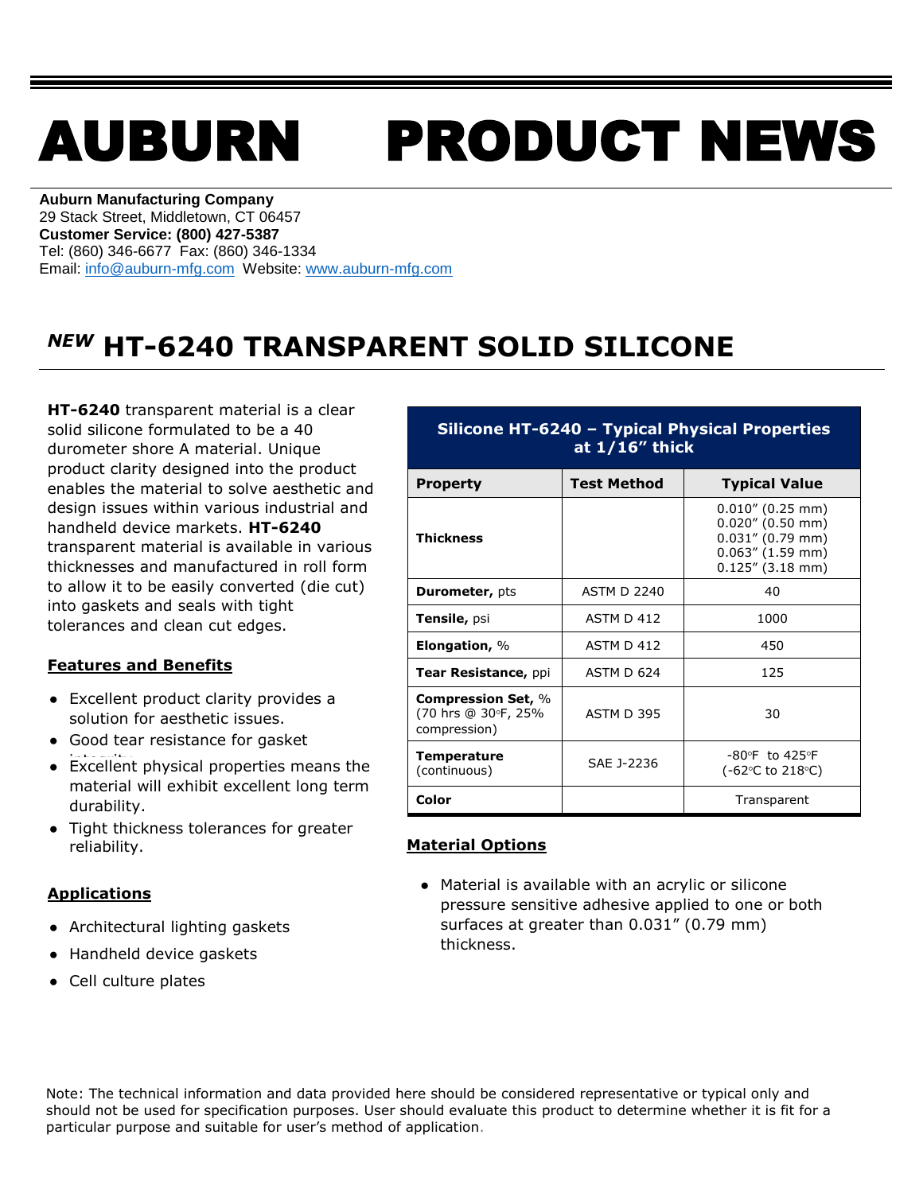# AUBURN PRODUCT NEWS

**Auburn Manufacturing Company**
29 Stack Street, Middletown, CT 06457
**Customer Service: (800) 427-5387**
Tel: (860) 346-6677 Fax: (860) 346-1334
Email: info@auburn-mfg.com Website: www.auburn-mfg.com

## *NEW* HT-6240 TRANSPARENT SOLID SILICONE

**HT-6240** transparent material is a clear solid silicone formulated to be a 40 durometer shore A material. Unique product clarity designed into the product enables the material to solve aesthetic and design issues within various industrial and handheld device markets. **HT-6240** transparent material is available in various thicknesses and manufactured in roll form to allow it to be easily converted (die cut) into gaskets and seals with tight tolerances and clean cut edges.

### Features and Benefits

- Excellent product clarity provides a solution for aesthetic issues.
- Good tear resistance for gasket integrity.
- Excellent physical properties means the material will exhibit excellent long term durability.
- Tight thickness tolerances for greater reliability.

### Applications

- Architectural lighting gaskets
- Handheld device gaskets
- Cell culture plates

| Silicone HT-6240 – Typical Physical Properties at 1/16" thick | | |
|---|---|---|
| **Property** | **Test Method** | **Typical Value** |
| **Thickness** | | 0.010" (0.25 mm)<br>0.020" (0.50 mm)<br>0.031" (0.79 mm)<br>0.063" (1.59 mm)<br>0.125" (3.18 mm) |
| **Durometer,** pts | ASTM D 2240 | 40 |
| **Tensile,** psi | ASTM D 412 | 1000 |
| **Elongation,** % | ASTM D 412 | 450 |
| **Tear Resistance,** ppi | ASTM D 624 | 125 |
| **Compression Set,** % (70 hrs @ 30°F, 25% compression) | ASTM D 395 | 30 |
| **Temperature** (continuous) | SAE J-2236 | -80°F to 425°F (-62°C to 218°C) |
| **Color** | | Transparent |

### Material Options

- Material is available with an acrylic or silicone pressure sensitive adhesive applied to one or both surfaces at greater than 0.031" (0.79 mm) thickness.

Note: The technical information and data provided here should be considered representative or typical only and should not be used for specification purposes. User should evaluate this product to determine whether it is fit for a particular purpose and suitable for user's method of application.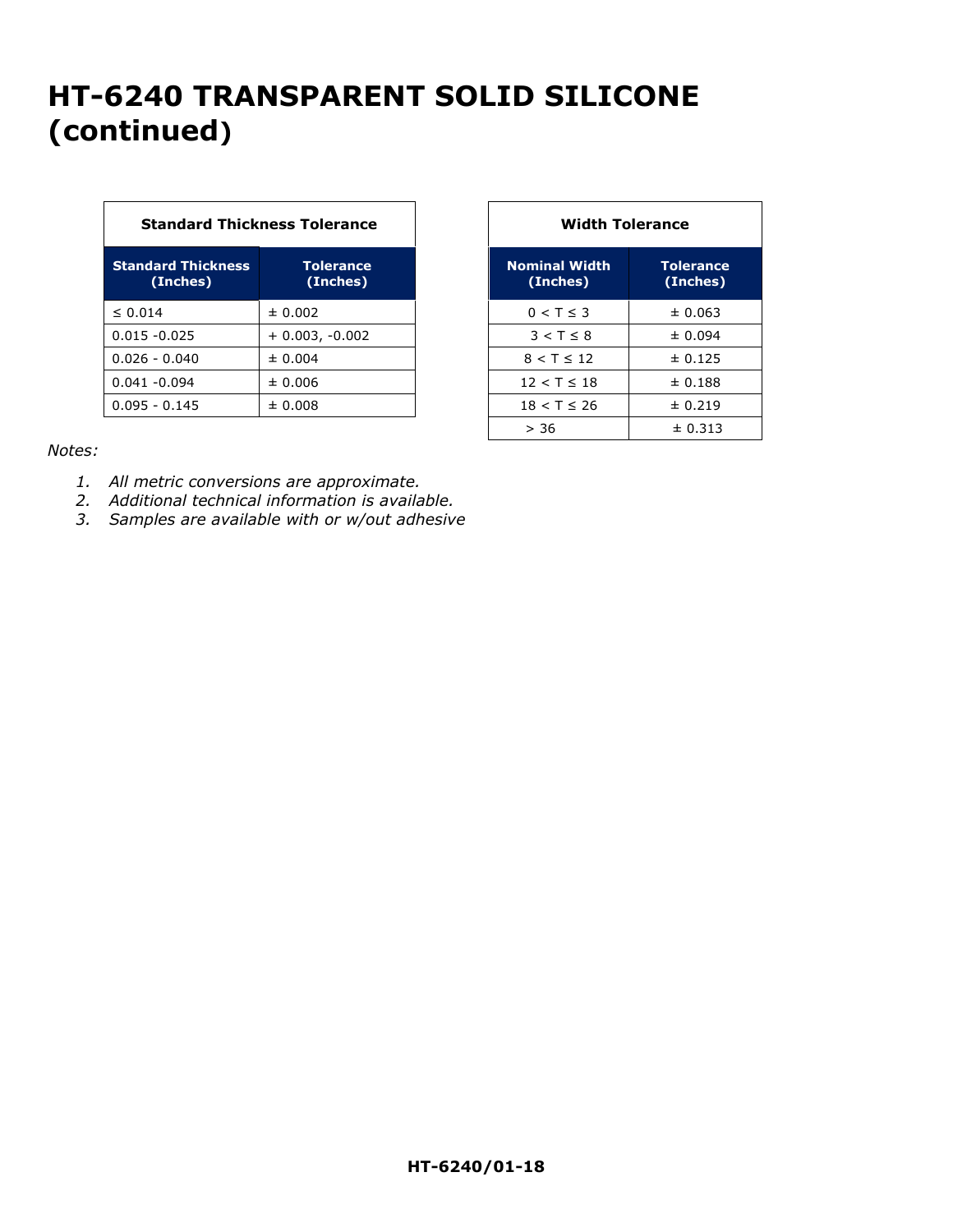# HT-6240 TRANSPARENT SOLID SILICONE (continued)

| Standard Thickness Tolerance | |
|---|---|
| **Standard Thickness (Inches)** | **Tolerance (Inches)** |
| ≤ 0.014 | ± 0.002 |
| 0.015 -0.025 | + 0.003, -0.002 |
| 0.026 - 0.040 | ± 0.004 |
| 0.041 -0.094 | ± 0.006 |
| 0.095 - 0.145 | ± 0.008 |

| Width Tolerance | |
|---|---|
| **Nominal Width (Inches)** | **Tolerance (Inches)** |
| 0 < T ≤ 3 | ± 0.063 |
| 3 < T ≤ 8 | ± 0.094 |
| 8 < T ≤ 12 | ± 0.125 |
| 12 < T ≤ 18 | ± 0.188 |
| 18 < T ≤ 26 | ± 0.219 |
| > 36 | ± 0.313 |

*Notes:*

1. *All metric conversions are approximate.*
2. *Additional technical information is available.*
3. *Samples are available with or w/out adhesive*

**HT-6240/01-18**